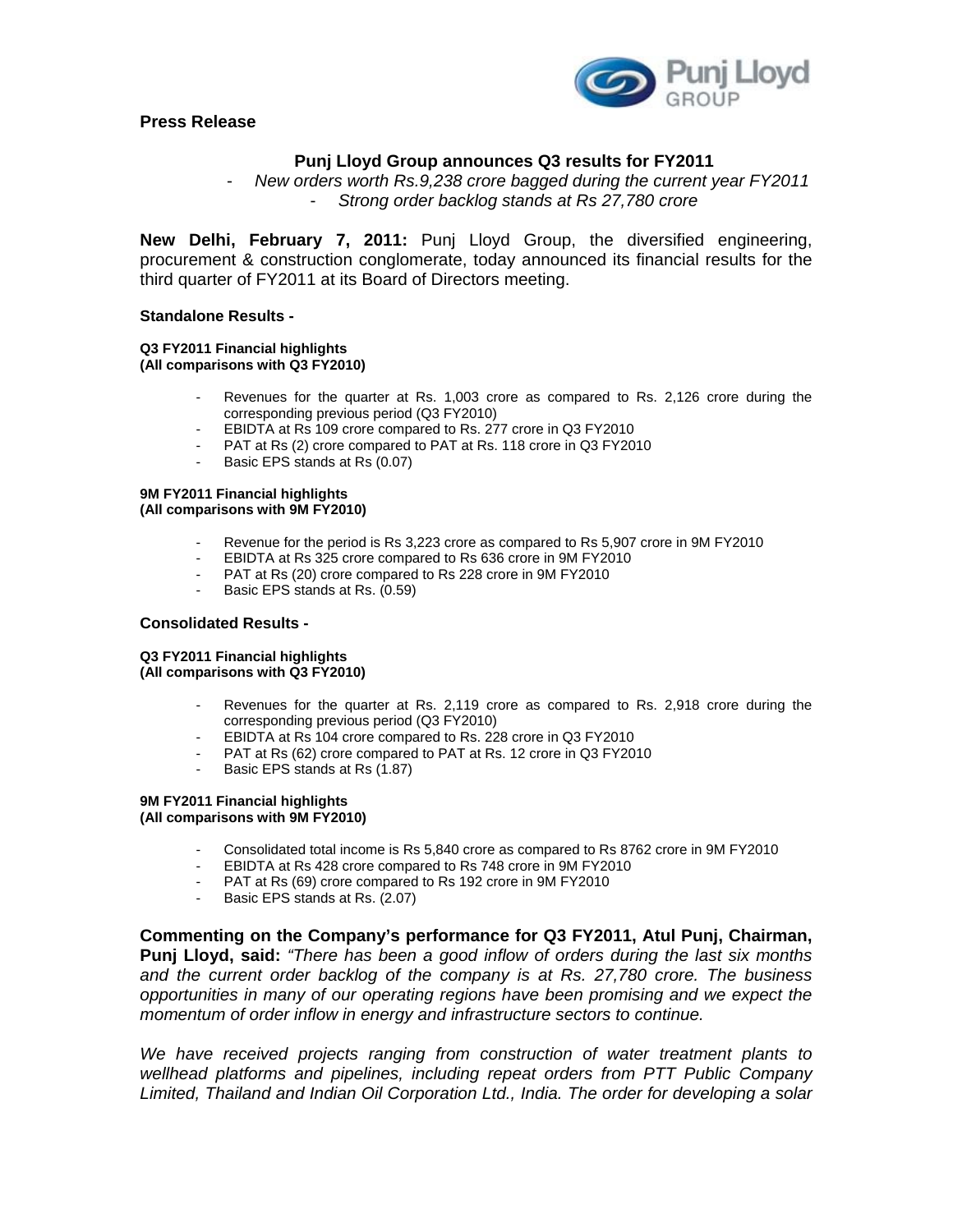**Press Release**

## Punj Lloyd Group announces Q3 results for FY2011

- *New orders worth Rs.9,238 crore bagged during the current year FY2011*
- *Strong order backlog stands at Rs 27,780 crore*

**New Delhi, February 7, 2011:** Punj Lloyd Group, the diversified engineering, procurement & construction conglomerate, today announced its financial results for the third quarter of FY2011 at its Board of Directors meeting.

### Standalone Results -

**Q3 FY2011 Financial highlights**
**(All comparisons with Q3 FY2010)**

- Revenues for the quarter at Rs. 1,003 crore as compared to Rs. 2,126 crore during the corresponding previous period (Q3 FY2010)
- EBIDTA at Rs 109 crore compared to Rs. 277 crore in Q3 FY2010
- PAT at Rs (2) crore compared to PAT at Rs. 118 crore in Q3 FY2010
- Basic EPS stands at Rs (0.07)

**9M FY2011 Financial highlights**
**(All comparisons with 9M FY2010)**

- Revenue for the period is Rs 3,223 crore as compared to Rs 5,907 crore in 9M FY2010
- EBIDTA at Rs 325 crore compared to Rs 636 crore in 9M FY2010
- PAT at Rs (20) crore compared to Rs 228 crore in 9M FY2010
- Basic EPS stands at Rs. (0.59)

### Consolidated Results -

**Q3 FY2011 Financial highlights**
**(All comparisons with Q3 FY2010)**

- Revenues for the quarter at Rs. 2,119 crore as compared to Rs. 2,918 crore during the corresponding previous period (Q3 FY2010)
- EBIDTA at Rs 104 crore compared to Rs. 228 crore in Q3 FY2010
- PAT at Rs (62) crore compared to PAT at Rs. 12 crore in Q3 FY2010
- Basic EPS stands at Rs (1.87)

**9M FY2011 Financial highlights**
**(All comparisons with 9M FY2010)**

- Consolidated total income is Rs 5,840 crore as compared to Rs 8762 crore in 9M FY2010
- EBIDTA at Rs 428 crore compared to Rs 748 crore in 9M FY2010
- PAT at Rs (69) crore compared to Rs 192 crore in 9M FY2010
- Basic EPS stands at Rs. (2.07)

**Commenting on the Company's performance for Q3 FY2011, Atul Punj, Chairman, Punj Lloyd, said:** *"There has been a good inflow of orders during the last six months and the current order backlog of the company is at Rs. 27,780 crore. The business opportunities in many of our operating regions have been promising and we expect the momentum of order inflow in energy and infrastructure sectors to continue.*

*We have received projects ranging from construction of water treatment plants to wellhead platforms and pipelines, including repeat orders from PTT Public Company Limited, Thailand and Indian Oil Corporation Ltd., India. The order for developing a solar*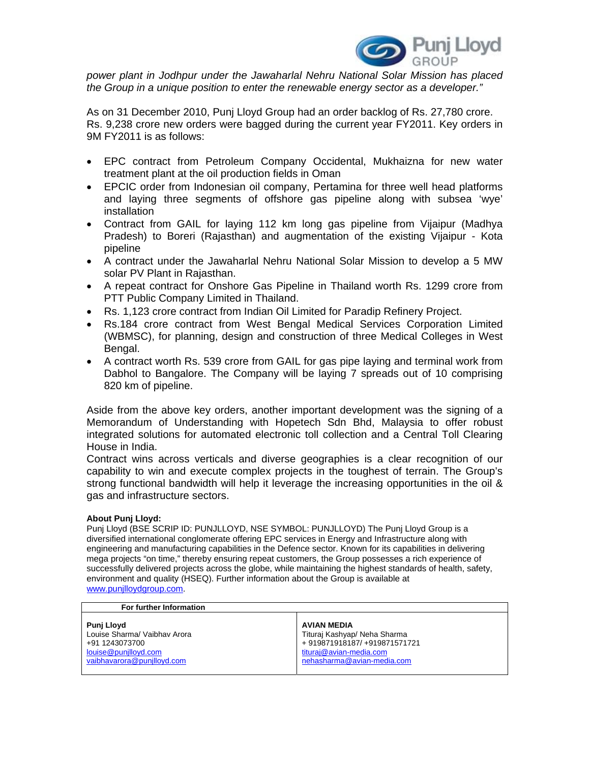*power plant in Jodhpur under the Jawaharlal Nehru National Solar Mission has placed the Group in a unique position to enter the renewable energy sector as a developer."*

As on 31 December 2010, Punj Lloyd Group had an order backlog of Rs. 27,780 crore. Rs. 9,238 crore new orders were bagged during the current year FY2011. Key orders in 9M FY2011 is as follows:

- EPC contract from Petroleum Company Occidental, Mukhaizna for new water treatment plant at the oil production fields in Oman
- EPCIC order from Indonesian oil company, Pertamina for three well head platforms and laying three segments of offshore gas pipeline along with subsea 'wye' installation
- Contract from GAIL for laying 112 km long gas pipeline from Vijaipur (Madhya Pradesh) to Boreri (Rajasthan) and augmentation of the existing Vijaipur - Kota pipeline
- A contract under the Jawaharlal Nehru National Solar Mission to develop a 5 MW solar PV Plant in Rajasthan.
- A repeat contract for Onshore Gas Pipeline in Thailand worth Rs. 1299 crore from PTT Public Company Limited in Thailand.
- Rs. 1,123 crore contract from Indian Oil Limited for Paradip Refinery Project.
- Rs.184 crore contract from West Bengal Medical Services Corporation Limited (WBMSC), for planning, design and construction of three Medical Colleges in West Bengal.
- A contract worth Rs. 539 crore from GAIL for gas pipe laying and terminal work from Dabhol to Bangalore. The Company will be laying 7 spreads out of 10 comprising 820 km of pipeline.

Aside from the above key orders, another important development was the signing of a Memorandum of Understanding with Hopetech Sdn Bhd, Malaysia to offer robust integrated solutions for automated electronic toll collection and a Central Toll Clearing House in India.

Contract wins across verticals and diverse geographies is a clear recognition of our capability to win and execute complex projects in the toughest of terrain. The Group's strong functional bandwidth will help it leverage the increasing opportunities in the oil & gas and infrastructure sectors.

**About Punj Lloyd:**

Punj Lloyd (BSE SCRIP ID: PUNJLLOYD, NSE SYMBOL: PUNJLLOYD) The Punj Lloyd Group is a diversified international conglomerate offering EPC services in Energy and Infrastructure along with engineering and manufacturing capabilities in the Defence sector. Known for its capabilities in delivering mega projects "on time," thereby ensuring repeat customers, the Group possesses a rich experience of successfully delivered projects across the globe, while maintaining the highest standards of health, safety, environment and quality (HSEQ). Further information about the Group is available at www.punjlloydgroup.com.

| **For further Information** | |
|---|---|
| **Punj Lloyd**<br>Louise Sharma/ Vaibhav Arora<br>+91 1243073700<br>louise@punjlloyd.com<br>vaibhavarora@punjlloyd.com | **AVIAN MEDIA**<br>Tituraj Kashyap/ Neha Sharma<br>+ 919871918187/ +919871571721<br>tituraj@avian-media.com<br>nehasharma@avian-media.com |